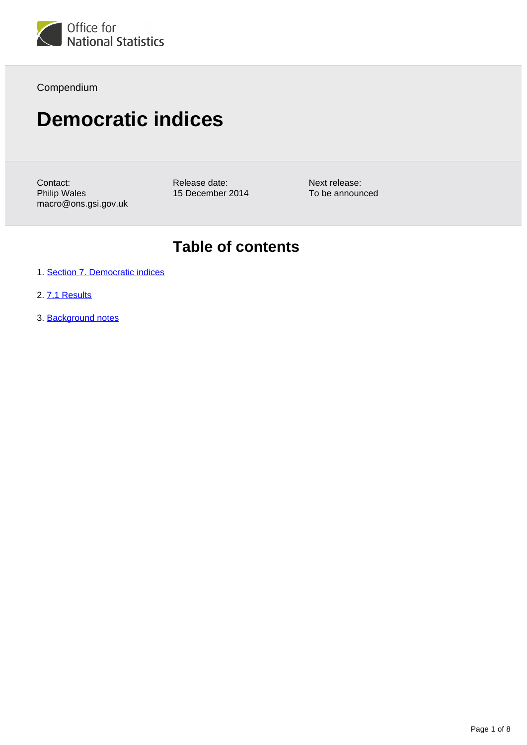Office for National Statistics

Compendium

# Democratic indices

Contact:
Philip Wales
macro@ons.gsi.gov.uk

Release date:
15 December 2014

Next release:
To be announced

## Table of contents

1. Section 7. Democratic indices
2. 7.1 Results
3. Background notes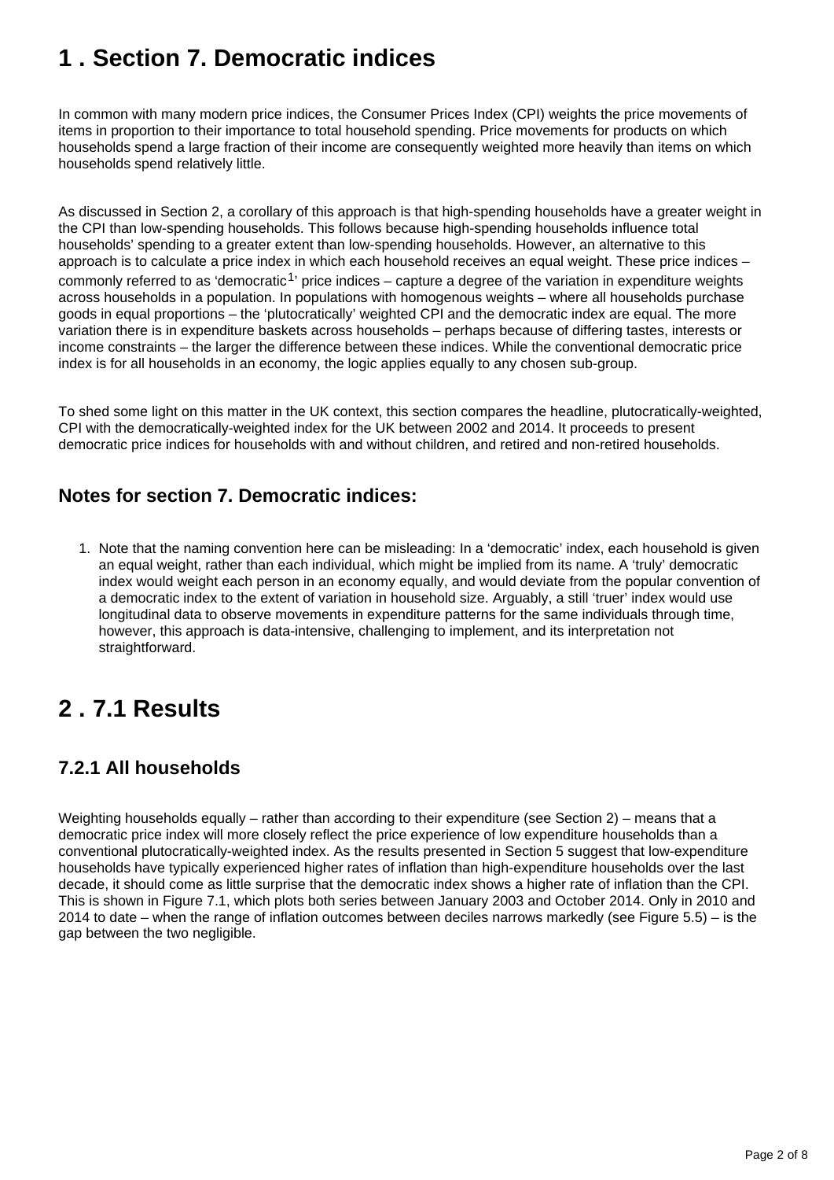# 1 . Section 7. Democratic indices

In common with many modern price indices, the Consumer Prices Index (CPI) weights the price movements of items in proportion to their importance to total household spending. Price movements for products on which households spend a large fraction of their income are consequently weighted more heavily than items on which households spend relatively little.

As discussed in Section 2, a corollary of this approach is that high-spending households have a greater weight in the CPI than low-spending households. This follows because high-spending households influence total households' spending to a greater extent than low-spending households. However, an alternative to this approach is to calculate a price index in which each household receives an equal weight. These price indices – commonly referred to as 'democratic[1]' price indices – capture a degree of the variation in expenditure weights across households in a population. In populations with homogenous weights – where all households purchase goods in equal proportions – the 'plutocratically' weighted CPI and the democratic index are equal. The more variation there is in expenditure baskets across households – perhaps because of differing tastes, interests or income constraints – the larger the difference between these indices. While the conventional democratic price index is for all households in an economy, the logic applies equally to any chosen sub-group.

To shed some light on this matter in the UK context, this section compares the headline, plutocratically-weighted, CPI with the democratically-weighted index for the UK between 2002 and 2014. It proceeds to present democratic price indices for households with and without children, and retired and non-retired households.

### Notes for section 7. Democratic indices:

1. Note that the naming convention here can be misleading: In a 'democratic' index, each household is given an equal weight, rather than each individual, which might be implied from its name. A 'truly' democratic index would weight each person in an economy equally, and would deviate from the popular convention of a democratic index to the extent of variation in household size. Arguably, a still 'truer' index would use longitudinal data to observe movements in expenditure patterns for the same individuals through time, however, this approach is data-intensive, challenging to implement, and its interpretation not straightforward.

# 2 . 7.1 Results

### 7.2.1 All households

Weighting households equally – rather than according to their expenditure (see Section 2) – means that a democratic price index will more closely reflect the price experience of low expenditure households than a conventional plutocratically-weighted index. As the results presented in Section 5 suggest that low-expenditure households have typically experienced higher rates of inflation than high-expenditure households over the last decade, it should come as little surprise that the democratic index shows a higher rate of inflation than the CPI. This is shown in Figure 7.1, which plots both series between January 2003 and October 2014. Only in 2010 and 2014 to date – when the range of inflation outcomes between deciles narrows markedly (see Figure 5.5) – is the gap between the two negligible.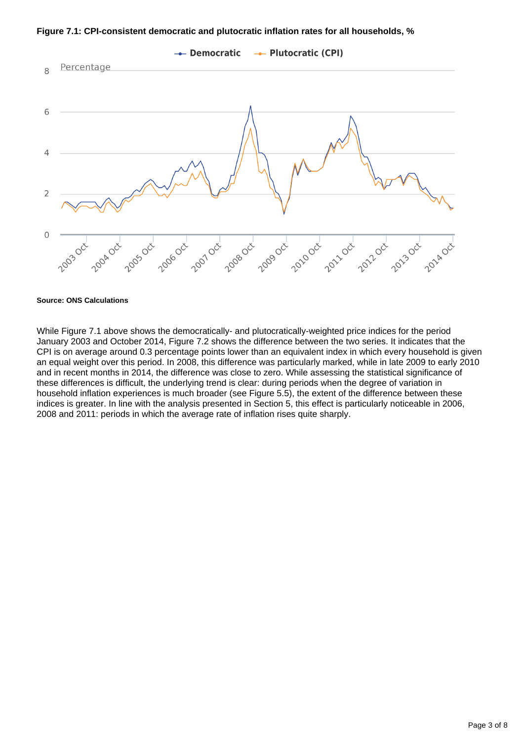**Figure 7.1: CPI-consistent democratic and plutocratic inflation rates for all households, %**

**Source: ONS Calculations**

While Figure 7.1 above shows the democratically- and plutocratically-weighted price indices for the period January 2003 and October 2014, Figure 7.2 shows the difference between the two series. It indicates that the CPI is on average around 0.3 percentage points lower than an equivalent index in which every household is given an equal weight over this period. In 2008, this difference was particularly marked, while in late 2009 to early 2010 and in recent months in 2014, the difference was close to zero. While assessing the statistical significance of these differences is difficult, the underlying trend is clear: during periods when the degree of variation in household inflation experiences is much broader (see Figure 5.5), the extent of the difference between these indices is greater. In line with the analysis presented in Section 5, this effect is particularly noticeable in 2006, 2008 and 2011: periods in which the average rate of inflation rises quite sharply.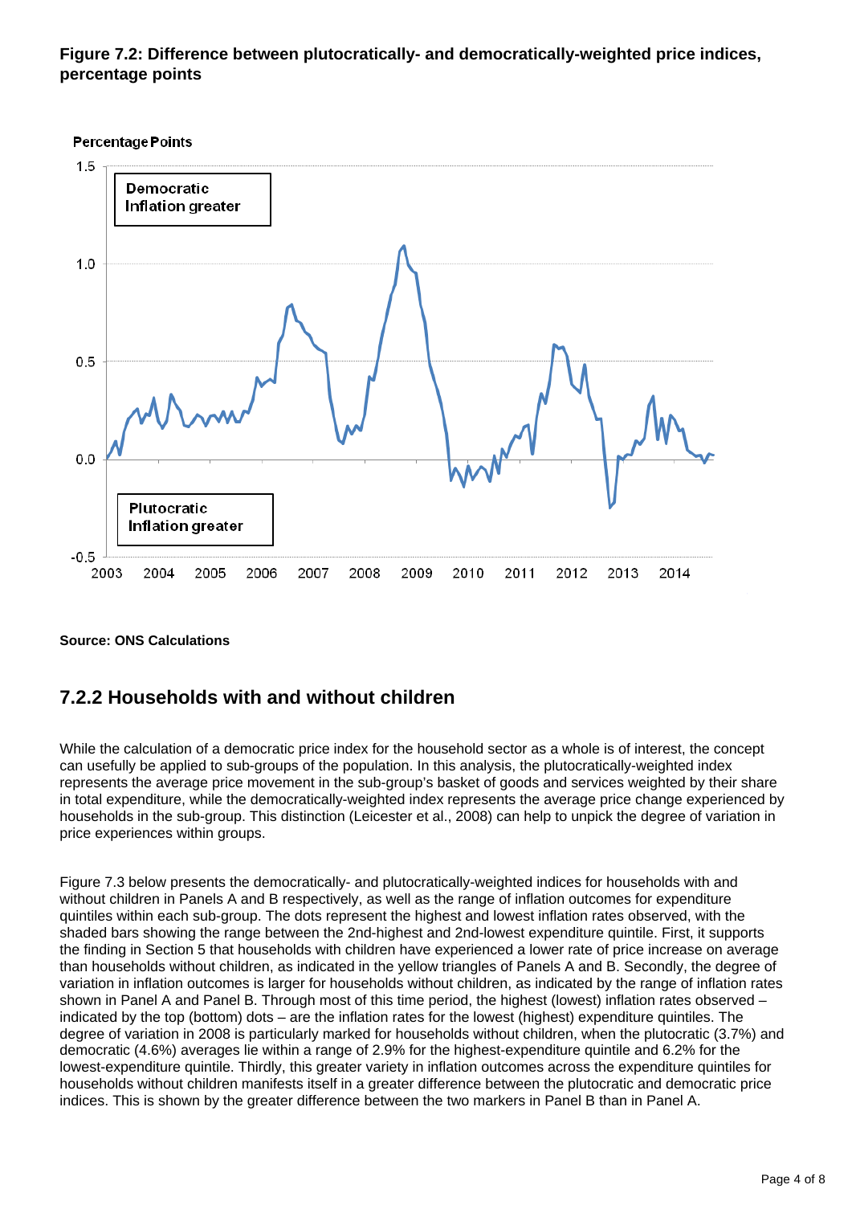**Figure 7.2: Difference between plutocratically- and democratically-weighted price indices, percentage points**

**Source: ONS Calculations**

## 7.2.2 Households with and without children

While the calculation of a democratic price index for the household sector as a whole is of interest, the concept can usefully be applied to sub-groups of the population. In this analysis, the plutocratically-weighted index represents the average price movement in the sub-group's basket of goods and services weighted by their share in total expenditure, while the democratically-weighted index represents the average price change experienced by households in the sub-group. This distinction (Leicester et al., 2008) can help to unpick the degree of variation in price experiences within groups.

Figure 7.3 below presents the democratically- and plutocratically-weighted indices for households with and without children in Panels A and B respectively, as well as the range of inflation outcomes for expenditure quintiles within each sub-group. The dots represent the highest and lowest inflation rates observed, with the shaded bars showing the range between the 2nd-highest and 2nd-lowest expenditure quintile. First, it supports the finding in Section 5 that households with children have experienced a lower rate of price increase on average than households without children, as indicated in the yellow triangles of Panels A and B. Secondly, the degree of variation in inflation outcomes is larger for households without children, as indicated by the range of inflation rates shown in Panel A and Panel B. Through most of this time period, the highest (lowest) inflation rates observed – indicated by the top (bottom) dots – are the inflation rates for the lowest (highest) expenditure quintiles. The degree of variation in 2008 is particularly marked for households without children, when the plutocratic (3.7%) and democratic (4.6%) averages lie within a range of 2.9% for the highest-expenditure quintile and 6.2% for the lowest-expenditure quintile. Thirdly, this greater variety in inflation outcomes across the expenditure quintiles for households without children manifests itself in a greater difference between the plutocratic and democratic price indices. This is shown by the greater difference between the two markers in Panel B than in Panel A.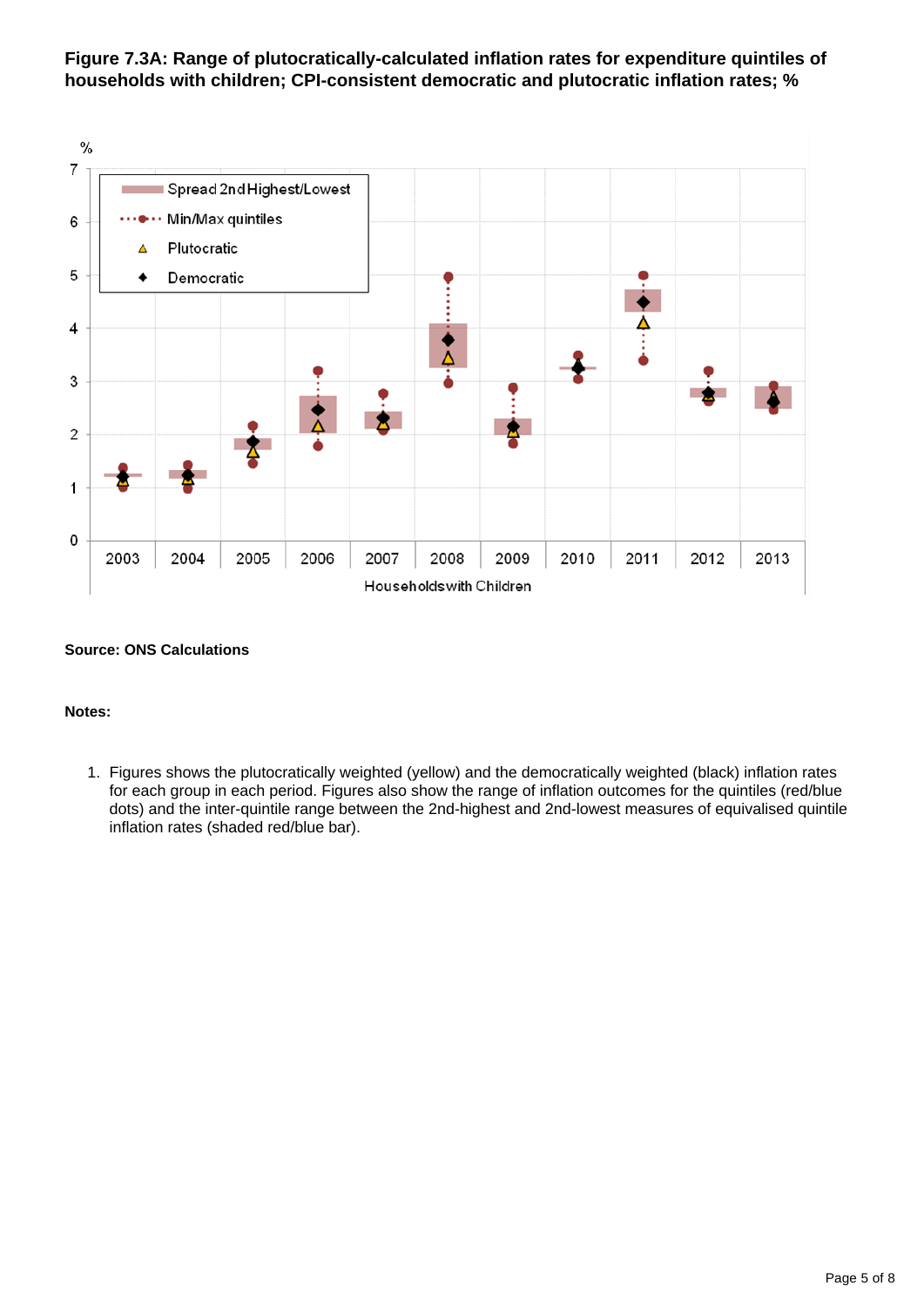**Figure 7.3A: Range of plutocratically-calculated inflation rates for expenditure quintiles of households with children; CPI-consistent democratic and plutocratic inflation rates; %**

**Source: ONS Calculations**

**Notes:**

1. Figures shows the plutocratically weighted (yellow) and the democratically weighted (black) inflation rates for each group in each period. Figures also show the range of inflation outcomes for the quintiles (red/blue dots) and the inter-quintile range between the 2nd-highest and 2nd-lowest measures of equivalised quintile inflation rates (shaded red/blue bar).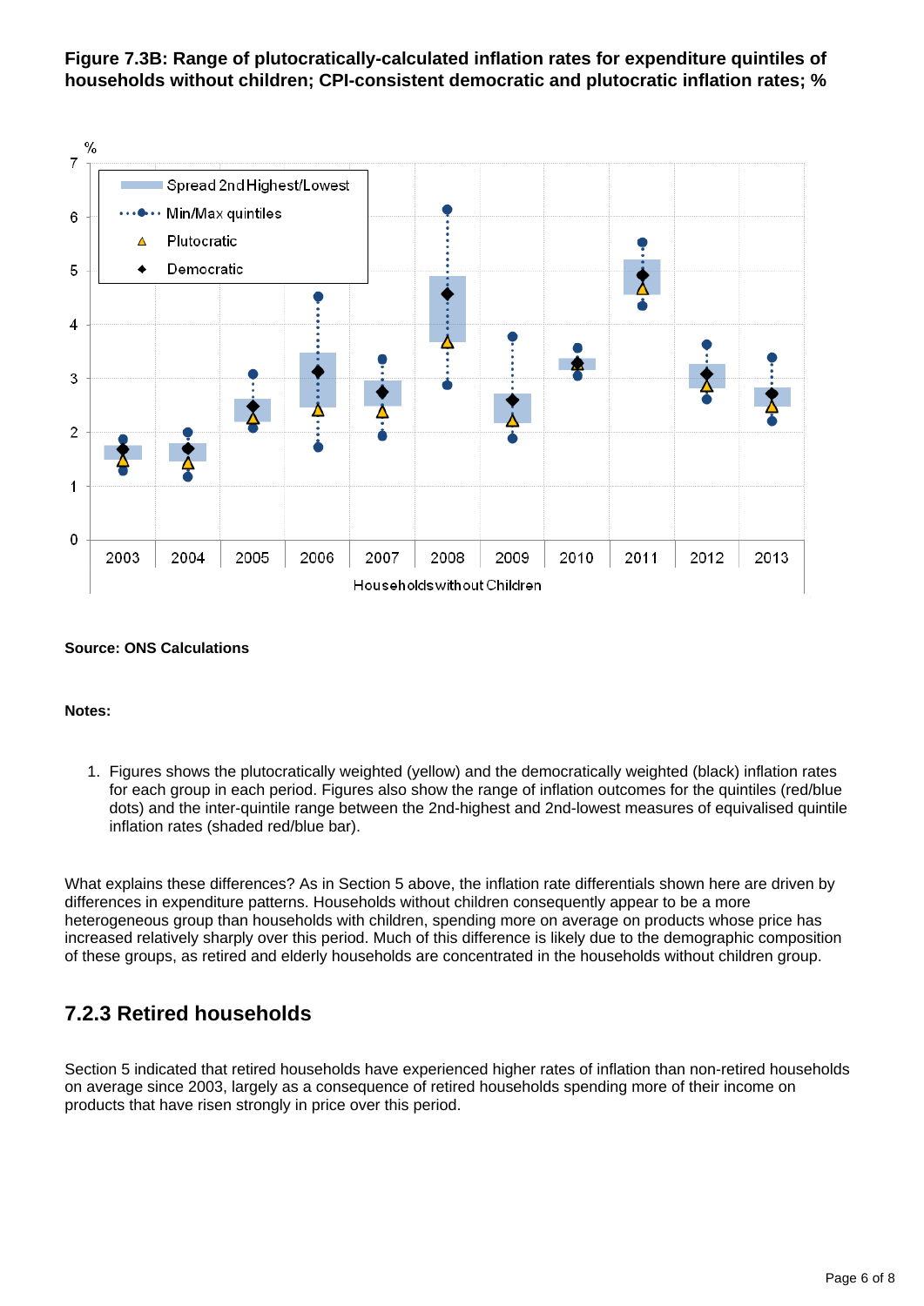**Figure 7.3B: Range of plutocratically-calculated inflation rates for expenditure quintiles of households without children; CPI-consistent democratic and plutocratic inflation rates; %**

**Source: ONS Calculations**

**Notes:**

1. Figures shows the plutocratically weighted (yellow) and the democratically weighted (black) inflation rates for each group in each period. Figures also show the range of inflation outcomes for the quintiles (red/blue dots) and the inter-quintile range between the 2nd-highest and 2nd-lowest measures of equivalised quintile inflation rates (shaded red/blue bar).

What explains these differences? As in Section 5 above, the inflation rate differentials shown here are driven by differences in expenditure patterns. Households without children consequently appear to be a more heterogeneous group than households with children, spending more on average on products whose price has increased relatively sharply over this period. Much of this difference is likely due to the demographic composition of these groups, as retired and elderly households are concentrated in the households without children group.

## 7.2.3 Retired households

Section 5 indicated that retired households have experienced higher rates of inflation than non-retired households on average since 2003, largely as a consequence of retired households spending more of their income on products that have risen strongly in price over this period.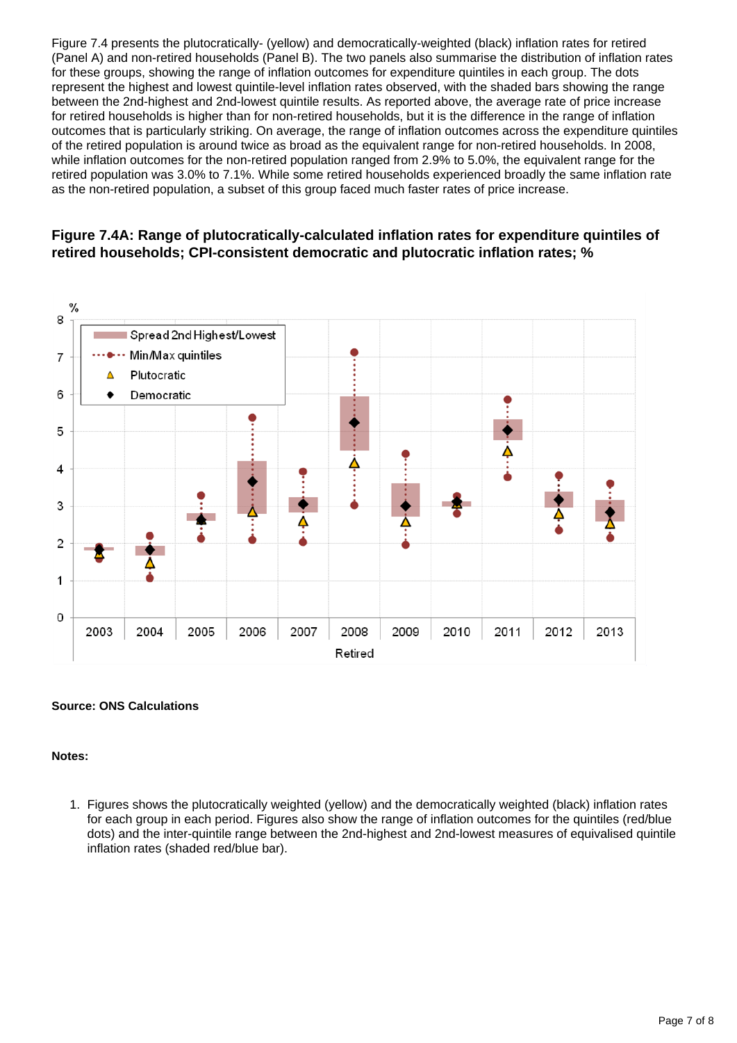Figure 7.4 presents the plutocratically- (yellow) and democratically-weighted (black) inflation rates for retired (Panel A) and non-retired households (Panel B). The two panels also summarise the distribution of inflation rates for these groups, showing the range of inflation outcomes for expenditure quintiles in each group. The dots represent the highest and lowest quintile-level inflation rates observed, with the shaded bars showing the range between the 2nd-highest and 2nd-lowest quintile results. As reported above, the average rate of price increase for retired households is higher than for non-retired households, but it is the difference in the range of inflation outcomes that is particularly striking. On average, the range of inflation outcomes across the expenditure quintiles of the retired population is around twice as broad as the equivalent range for non-retired households. In 2008, while inflation outcomes for the non-retired population ranged from 2.9% to 5.0%, the equivalent range for the retired population was 3.0% to 7.1%. While some retired households experienced broadly the same inflation rate as the non-retired population, a subset of this group faced much faster rates of price increase.

### Figure 7.4A: Range of plutocratically-calculated inflation rates for expenditure quintiles of retired households; CPI-consistent democratic and plutocratic inflation rates; %

**Source: ONS Calculations**

**Notes:**

1. Figures shows the plutocratically weighted (yellow) and the democratically weighted (black) inflation rates for each group in each period. Figures also show the range of inflation outcomes for the quintiles (red/blue dots) and the inter-quintile range between the 2nd-highest and 2nd-lowest measures of equivalised quintile inflation rates (shaded red/blue bar).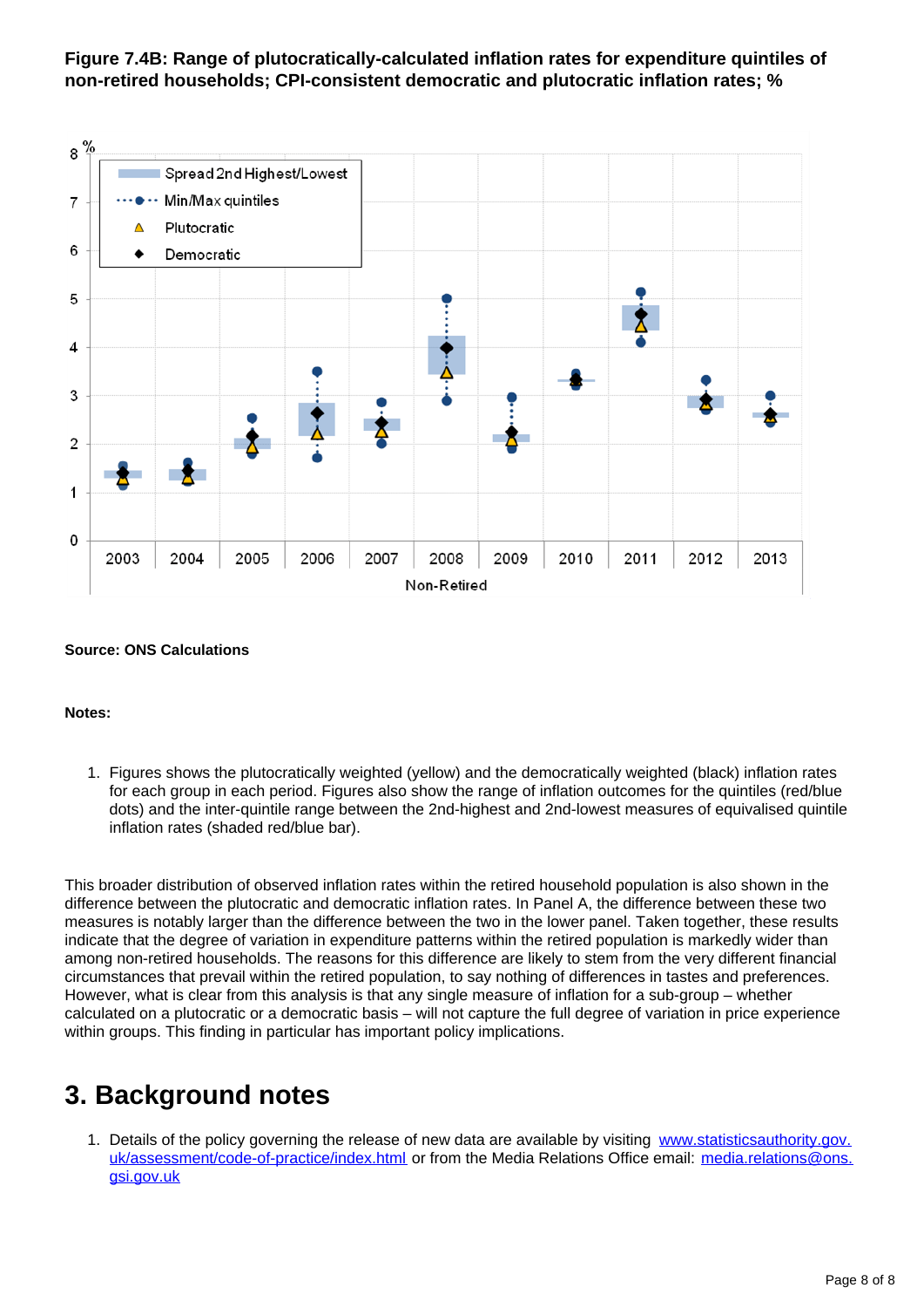**Figure 7.4B: Range of plutocratically-calculated inflation rates for expenditure quintiles of non-retired households; CPI-consistent democratic and plutocratic inflation rates; %**

%

8
7
6
5
4
3
2
1
0

Spread 2nd Highest/Lowest
Min/Max quintiles
Plutocratic
Democratic

2003 2004 2005 2006 2007 2008 2009 2010 2011 2012 2013

Non-Retired

**Source: ONS Calculations**

**Notes:**

1. Figures shows the plutocratically weighted (yellow) and the democratically weighted (black) inflation rates for each group in each period. Figures also show the range of inflation outcomes for the quintiles (red/blue dots) and the inter-quintile range between the 2nd-highest and 2nd-lowest measures of equivalised quintile inflation rates (shaded red/blue bar).

This broader distribution of observed inflation rates within the retired household population is also shown in the difference between the plutocratic and democratic inflation rates. In Panel A, the difference between these two measures is notably larger than the difference between the two in the lower panel. Taken together, these results indicate that the degree of variation in expenditure patterns within the retired population is markedly wider than among non-retired households. The reasons for this difference are likely to stem from the very different financial circumstances that prevail within the retired population, to say nothing of differences in tastes and preferences. However, what is clear from this analysis is that any single measure of inflation for a sub-group – whether calculated on a plutocratic or a democratic basis – will not capture the full degree of variation in price experience within groups. This finding in particular has important policy implications.

# 3. Background notes

1. Details of the policy governing the release of new data are available by visiting [www.statisticsauthority.gov.uk/assessment/code-of-practice/index.html](www.statisticsauthority.gov.uk/assessment/code-of-practice/index.html) or from the Media Relations Office email: [media.relations@ons.gsi.gov.uk](mailto:media.relations@ons.gsi.gov.uk)